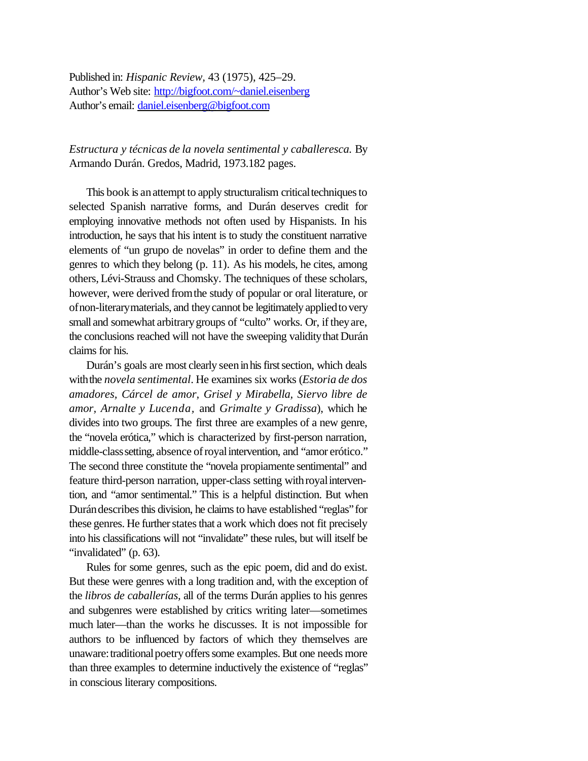Published in: *Hispanic Review,* 43 (1975), 425–29.
Author's Web site: http://bigfoot.com/~daniel.eisenberg
Author's email: daniel.eisenberg@bigfoot.com

*Estructura y técnicas de la novela sentimental y caballeresca.* By Armando Durán. Gredos, Madrid, 1973.182 pages.

This book is an attempt to apply structuralism critical techniques to selected Spanish narrative forms, and Durán deserves credit for employing innovative methods not often used by Hispanists. In his introduction, he says that his intent is to study the constituent narrative elements of "un grupo de novelas" in order to define them and the genres to which they belong (p. 11). As his models, he cites, among others, Lévi-Strauss and Chomsky. The techniques of these scholars, however, were derived from the study of popular or oral literature, or of non-literary materials, and they cannot be legitimately applied to very small and somewhat arbitrary groups of "culto" works. Or, if they are, the conclusions reached will not have the sweeping validity that Durán claims for his.

Durán's goals are most clearly seen in his first section, which deals with the *novela sentimental*. He examines six works (*Estoria de dos amadores*, *Cárcel de amor*, *Grisel y Mirabella*, *Siervo libre de amor*, *Arnalte y Lucenda*, and *Grimalte y Gradissa*), which he divides into two groups. The first three are examples of a new genre, the "novela erótica," which is characterized by first-person narration, middle-class setting, absence of royal intervention, and "amor erótico." The second three constitute the "novela propiamente sentimental" and feature third-person narration, upper-class setting with royal intervention, and "amor sentimental." This is a helpful distinction. But when Durán describes this division, he claims to have established "reglas" for these genres. He further states that a work which does not fit precisely into his classifications will not "invalidate" these rules, but will itself be "invalidated" (p. 63).

Rules for some genres, such as the epic poem, did and do exist. But these were genres with a long tradition and, with the exception of the *libros de caballerías,* all of the terms Durán applies to his genres and subgenres were established by critics writing later—sometimes much later—than the works he discusses. It is not impossible for authors to be influenced by factors of which they themselves are unaware: traditional poetry offers some examples. But one needs more than three examples to determine inductively the existence of "reglas" in conscious literary compositions.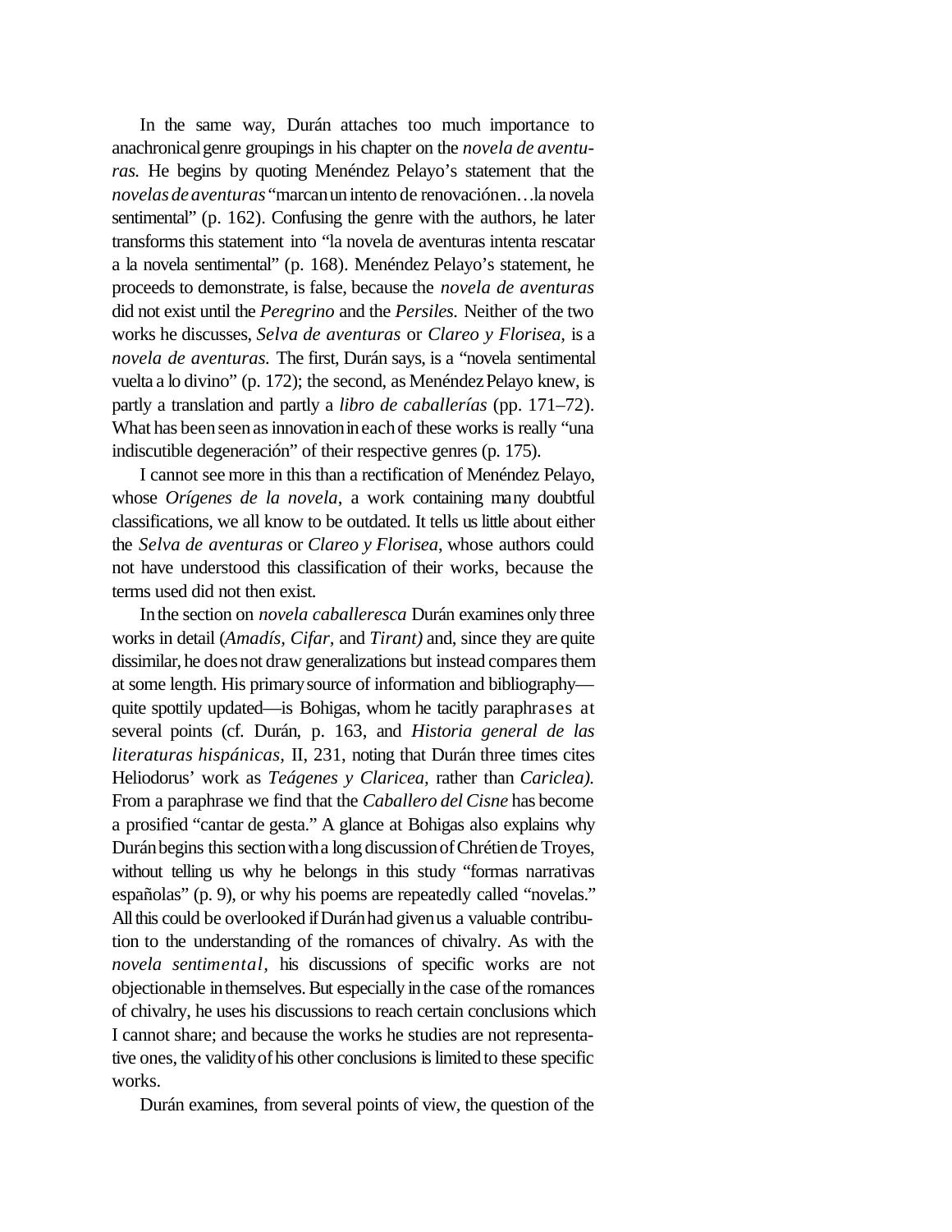In the same way, Durán attaches too much importance to anachronical genre groupings in his chapter on the *novela de aventuras.* He begins by quoting Menéndez Pelayo's statement that the *novelas de aventuras* "marcan un intento de renovación en…la novela sentimental" (p. 162). Confusing the genre with the authors, he later transforms this statement into "la novela de aventuras intenta rescatar a la novela sentimental" (p. 168). Menéndez Pelayo's statement, he proceeds to demonstrate, is false, because the *novela de aventuras* did not exist until the *Peregrino* and the *Persiles.* Neither of the two works he discusses, *Selva de aventuras* or *Clareo y Florisea,* is a *novela de aventuras.* The first, Durán says, is a "novela sentimental vuelta a lo divino" (p. 172); the second, as Menéndez Pelayo knew, is partly a translation and partly a *libro de caballerías* (pp. 171–72). What has been seen as innovation in each of these works is really "una indiscutible degeneración" of their respective genres (p. 175).

I cannot see more in this than a rectification of Menéndez Pelayo, whose *Orígenes de la novela*, a work containing many doubtful classifications, we all know to be outdated. It tells us little about either the *Selva de aventuras* or *Clareo y Florisea*, whose authors could not have understood this classification of their works, because the terms used did not then exist.

In the section on *novela caballeresca* Durán examines only three works in detail (*Amadís, Cifar,* and *Tirant)* and, since they are quite dissimilar, he does not draw generalizations but instead compares them at some length. His primary source of information and bibliography—quite spottily updated—is Bohigas, whom he tacitly paraphrases at several points (cf. Durán, p. 163, and *Historia general de las literaturas hispánicas,* II, 231, noting that Durán three times cites Heliodorus' work as *Teágenes y Claricea,* rather than *Cariclea).* From a paraphrase we find that the *Caballero del Cisne* has become a prosified "cantar de gesta." A glance at Bohigas also explains why Durán begins this section with a long discussion of Chrétien de Troyes, without telling us why he belongs in this study "formas narrativas españolas" (p. 9), or why his poems are repeatedly called "novelas." All this could be overlooked if Durán had given us a valuable contribution to the understanding of the romances of chivalry. As with the *novela sentimental,* his discussions of specific works are not objectionable in themselves. But especially in the case of the romances of chivalry, he uses his discussions to reach certain conclusions which I cannot share; and because the works he studies are not representative ones, the validity of his other conclusions is limited to these specific works.

Durán examines, from several points of view, the question of the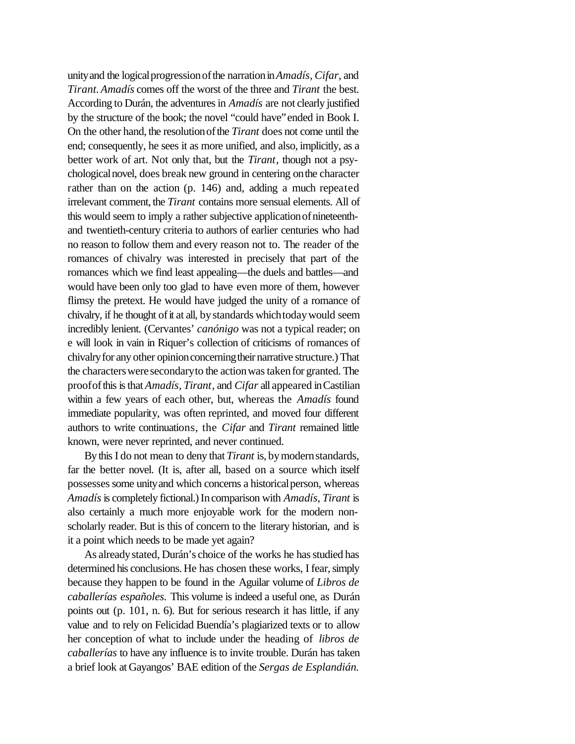unity and the logical progression of the narration in *Amadís*, *Cifar*, and *Tirant*. *Amadís* comes off the worst of the three and *Tirant* the best. According to Durán, the adventures in *Amadís* are not clearly justified by the structure of the book; the novel "could have" ended in Book I. On the other hand, the resolution of the *Tirant* does not come until the end; consequently, he sees it as more unified, and also, implicitly, as a better work of art. Not only that, but the *Tirant*, though not a psychological novel, does break new ground in centering on the character rather than on the action (p. 146) and, adding a much repeated irrelevant comment, the *Tirant* contains more sensual elements. All of this would seem to imply a rather subjective application of nineteenth- and twentieth-century criteria to authors of earlier centuries who had no reason to follow them and every reason not to. The reader of the romances of chivalry was interested in precisely that part of the romances which we find least appealing—the duels and battles—and would have been only too glad to have even more of them, however flimsy the pretext. He would have judged the unity of a romance of chivalry, if he thought of it at all, by standards which today would seem incredibly lenient. (Cervantes' *canónigo* was not a typical reader; on e will look in vain in Riquer's collection of criticisms of romances of chivalry for any other opinion concerning their narrative structure.) That the characters were secondary to the action was taken for granted. The proof of this is that *Amadís*, *Tirant*, and *Cifar* all appeared in Castilian within a few years of each other, but, whereas the *Amadís* found immediate popularity, was often reprinted, and moved four different authors to write continuations, the *Cifar* and *Tirant* remained little known, were never reprinted, and never continued.

By this I do not mean to deny that *Tirant* is, by modern standards, far the better novel. (It is, after all, based on a source which itself possesses some unity and which concerns a historical person, whereas *Amadís* is completely fictional.) In comparison with *Amadís*, *Tirant* is also certainly a much more enjoyable work for the modern non-scholarly reader. But is this of concern to the literary historian, and is it a point which needs to be made yet again?

As already stated, Durán's choice of the works he has studied has determined his conclusions. He has chosen these works, I fear, simply because they happen to be found in the Aguilar volume of *Libros de caballerías españoles*. This volume is indeed a useful one, as Durán points out (p. 101, n. 6). But for serious research it has little, if any value and to rely on Felicidad Buendía's plagiarized texts or to allow her conception of what to include under the heading of *libros de caballerías* to have any influence is to invite trouble. Durán has taken a brief look at Gayangos' BAE edition of the *Sergas de Esplandián*.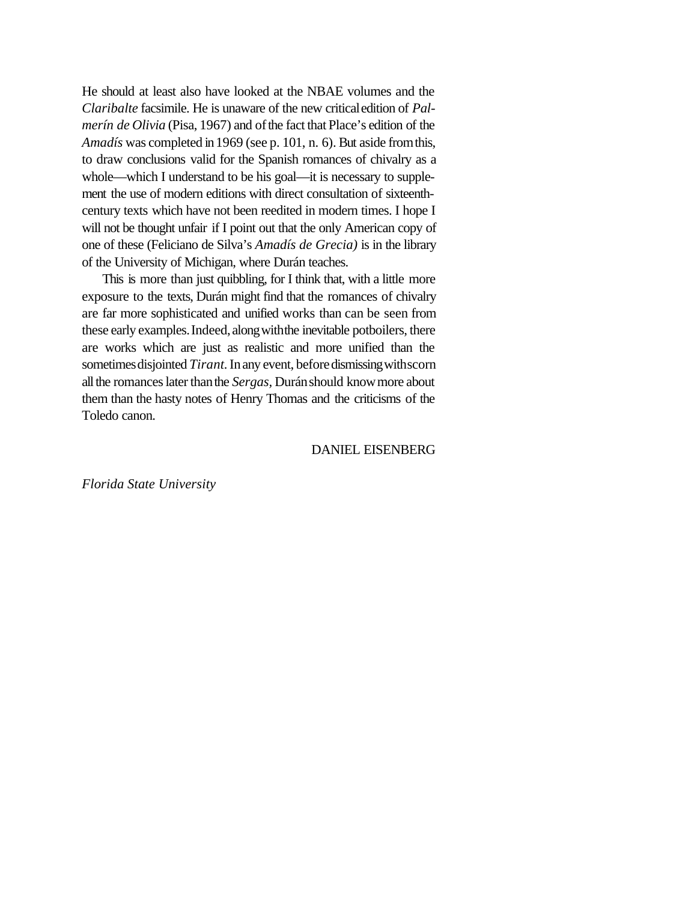He should at least also have looked at the NBAE volumes and the *Claribalte* facsimile. He is unaware of the new critical edition of *Palmerín de Olivia* (Pisa, 1967) and of the fact that Place's edition of the *Amadís* was completed in 1969 (see p. 101, n. 6). But aside from this, to draw conclusions valid for the Spanish romances of chivalry as a whole—which I understand to be his goal—it is necessary to supplement the use of modern editions with direct consultation of sixteenth-century texts which have not been reedited in modern times. I hope I will not be thought unfair if I point out that the only American copy of one of these (Feliciano de Silva's *Amadís de Grecia)* is in the library of the University of Michigan, where Durán teaches.

This is more than just quibbling, for I think that, with a little more exposure to the texts, Durán might find that the romances of chivalry are far more sophisticated and unified works than can be seen from these early examples. Indeed, along with the inevitable potboilers, there are works which are just as realistic and more unified than the sometimes disjointed *Tirant*. In any event, before dismissing with scorn all the romances later than the *Sergas*, Durán should know more about them than the hasty notes of Henry Thomas and the criticisms of the Toledo canon.

DANIEL EISENBERG

*Florida State University*